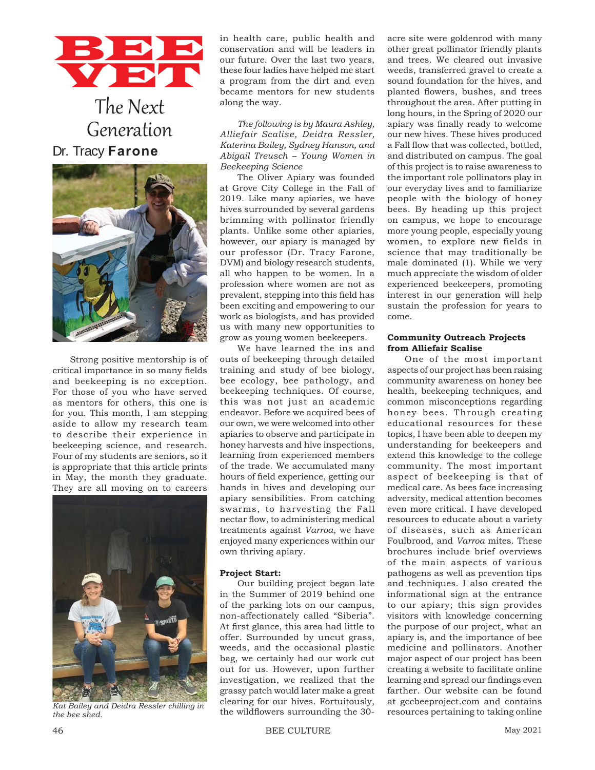# BEE VET

## The Next Generation

**Dr. Tracy Farone**

Strong positive mentorship is of critical importance in so many fields and beekeeping is no exception. For those of you who have served as mentors for others, this one is for you. This month, I am stepping aside to allow my research team to describe their experience in beekeeping science, and research. Four of my students are seniors, so it is appropriate that this article prints in May, the month they graduate. They are all moving on to careers in health care, public health and conservation and will be leaders in our future. Over the last two years, these four ladies have helped me start a program from the dirt and even became mentors for new students along the way.

*Kat Bailey and Deidra Ressler chilling in the bee shed.*

*The following is by Maura Ashley, Alliefair Scalise, Deidra Ressler, Katerina Bailey, Sydney Hanson, and Abigail Treusch – Young Women in Beekeeping Science*

The Oliver Apiary was founded at Grove City College in the Fall of 2019. Like many apiaries, we have hives surrounded by several gardens brimming with pollinator friendly plants. Unlike some other apiaries, however, our apiary is managed by our professor (Dr. Tracy Farone, DVM) and biology research students, all who happen to be women. In a profession where women are not as prevalent, stepping into this field has been exciting and empowering to our work as biologists, and has provided us with many new opportunities to grow as young women beekeepers.

We have learned the ins and outs of beekeeping through detailed training and study of bee biology, bee ecology, bee pathology, and beekeeping techniques. Of course, this was not just an academic endeavor. Before we acquired bees of our own, we were welcomed into other apiaries to observe and participate in honey harvests and hive inspections, learning from experienced members of the trade. We accumulated many hours of field experience, getting our hands in hives and developing our apiary sensibilities. From catching swarms, to harvesting the Fall nectar flow, to administering medical treatments against *Varroa*, we have enjoyed many experiences within our own thriving apiary.

**Project Start:**

Our building project began late in the Summer of 2019 behind one of the parking lots on our campus, non-affectionately called "Siberia". At first glance, this area had little to offer. Surrounded by uncut grass, weeds, and the occasional plastic bag, we certainly had our work cut out for us. However, upon further investigation, we realized that the grassy patch would later make a great clearing for our hives. Fortuitously, the wildflowers surrounding the 30-acre site were goldenrod with many other great pollinator friendly plants and trees. We cleared out invasive weeds, transferred gravel to create a sound foundation for the hives, and planted flowers, bushes, and trees throughout the area. After putting in long hours, in the Spring of 2020 our apiary was finally ready to welcome our new hives. These hives produced a Fall flow that was collected, bottled, and distributed on campus. The goal of this project is to raise awareness to the important role pollinators play in our everyday lives and to familiarize people with the biology of honey bees. By heading up this project on campus, we hope to encourage more young people, especially young women, to explore new fields in science that may traditionally be male dominated (1). While we very much appreciate the wisdom of older experienced beekeepers, promoting interest in our generation will help sustain the profession for years to come.

**Community Outreach Projects from Alliefair Scalise**

One of the most important aspects of our project has been raising community awareness on honey bee health, beekeeping techniques, and common misconceptions regarding honey bees. Through creating educational resources for these topics, I have been able to deepen my understanding for beekeepers and extend this knowledge to the college community. The most important aspect of beekeeping is that of medical care. As bees face increasing adversity, medical attention becomes even more critical. I have developed resources to educate about a variety of diseases, such as American Foulbrood, and *Varroa* mites. These brochures include brief overviews of the main aspects of various pathogens as well as prevention tips and techniques. I also created the informational sign at the entrance to our apiary; this sign provides visitors with knowledge concerning the purpose of our project, what an apiary is, and the importance of bee medicine and pollinators. Another major aspect of our project has been creating a website to facilitate online learning and spread our findings even farther. Our website can be found at gccbeeproject.com and contains resources pertaining to taking online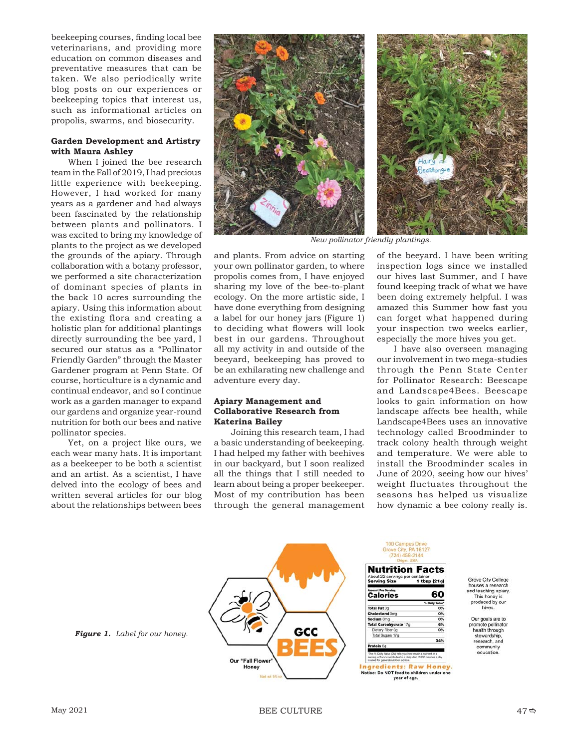beekeeping courses, finding local bee veterinarians, and providing more education on common diseases and preventative measures that can be taken. We also periodically write blog posts on our experiences or beekeeping topics that interest us, such as informational articles on propolis, swarms, and biosecurity.

**Garden Development and Artistry with Maura Ashley**

When I joined the bee research team in the Fall of 2019, I had precious little experience with beekeeping. However, I had worked for many years as a gardener and had always been fascinated by the relationship between plants and pollinators. I was excited to bring my knowledge of plants to the project as we developed the grounds of the apiary. Through collaboration with a botany professor, we performed a site characterization of dominant species of plants in the back 10 acres surrounding the apiary. Using this information about the existing flora and creating a holistic plan for additional plantings directly surrounding the bee yard, I secured our status as a "Pollinator Friendly Garden" through the Master Gardener program at Penn State. Of course, horticulture is a dynamic and continual endeavor, and so I continue work as a garden manager to expand our gardens and organize year-round nutrition for both our bees and native pollinator species.

Yet, on a project like ours, we each wear many hats. It is important as a beekeeper to be both a scientist and an artist. As a scientist, I have delved into the ecology of bees and written several articles for our blog about the relationships between bees and plants. From advice on starting your own pollinator garden, to where propolis comes from, I have enjoyed sharing my love of the bee-to-plant ecology. On the more artistic side, I have done everything from designing a label for our honey jars (Figure 1) to deciding what flowers will look best in our gardens. Throughout all my activity in and outside of the beeyard, beekeeping has proved to be an exhilarating new challenge and adventure every day.

*New pollinator friendly plantings.*

**Apiary Management and Collaborative Research from Katerina Bailey**

Joining this research team, I had a basic understanding of beekeeping. I had helped my father with beehives in our backyard, but I soon realized all the things that I still needed to learn about being a proper beekeeper. Most of my contribution has been through the general management of the beeyard. I have been writing inspection logs since we installed our hives last Summer, and I have found keeping track of what we have been doing extremely helpful. I was amazed this Summer how fast you can forget what happened during your inspection two weeks earlier, especially the more hives you get.

I have also overseen managing our involvement in two mega-studies through the Penn State Center for Pollinator Research: Beescape and Landscape4Bees. Beescape looks to gain information on how landscape affects bee health, while Landscape4Bees uses an innovative technology called Broodminder to track colony health through weight and temperature. We were able to install the Broodminder scales in June of 2020, seeing how our hives' weight fluctuates throughout the seasons has helped us visualize how dynamic a bee colony really is.

***Figure 1.*** *Label for our honey.*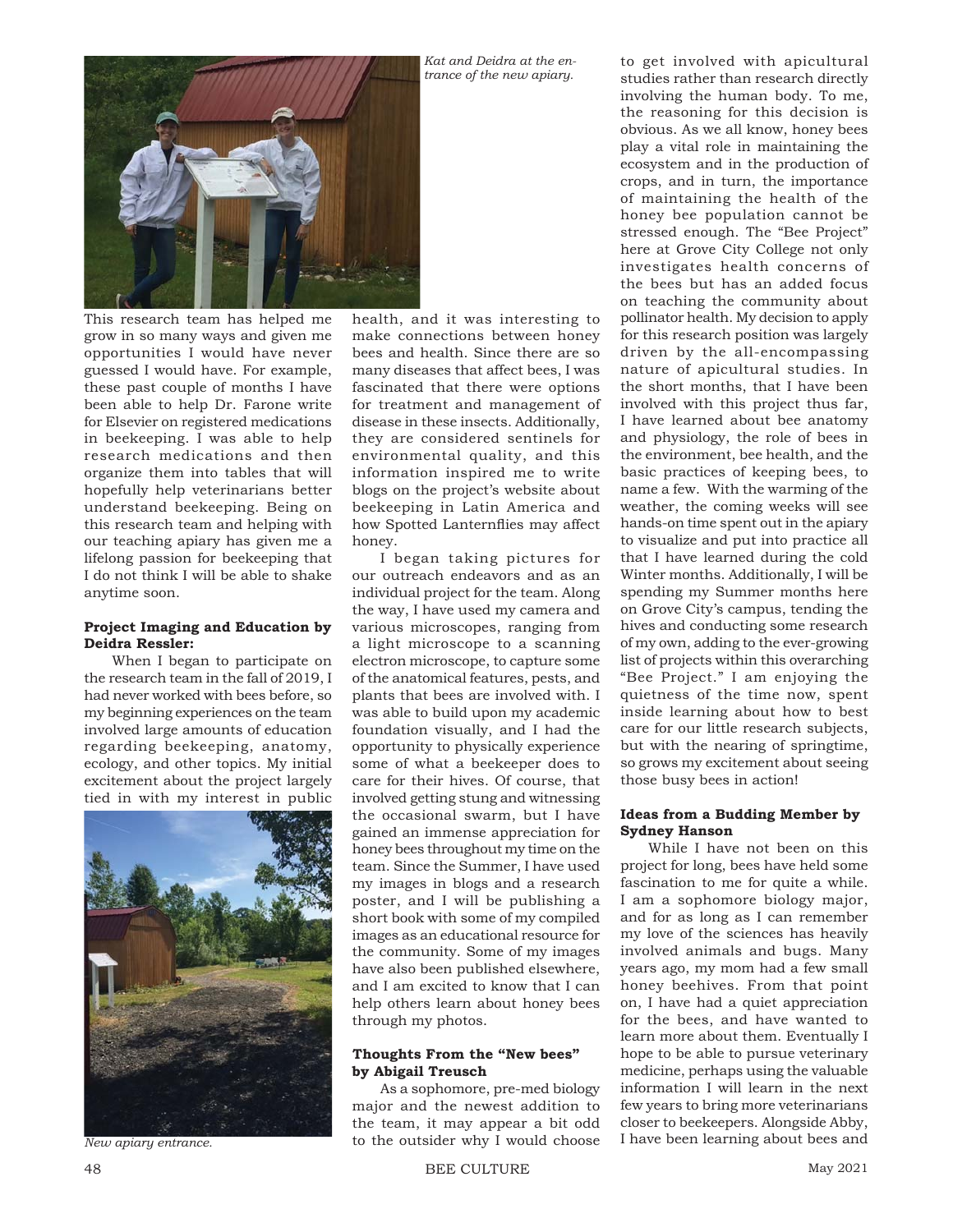*Kat and Deidra at the entrance of the new apiary.*

This research team has helped me grow in so many ways and given me opportunities I would have never guessed I would have. For example, these past couple of months I have been able to help Dr. Farone write for Elsevier on registered medications in beekeeping. I was able to help research medications and then organize them into tables that will hopefully help veterinarians better understand beekeeping. Being on this research team and helping with our teaching apiary has given me a lifelong passion for beekeeping that I do not think I will be able to shake anytime soon.

**Project Imaging and Education by Deidra Ressler:**

When I began to participate on the research team in the fall of 2019, I had never worked with bees before, so my beginning experiences on the team involved large amounts of education regarding beekeeping, anatomy, ecology, and other topics. My initial excitement about the project largely tied in with my interest in public health, and it was interesting to make connections between honey bees and health. Since there are so many diseases that affect bees, I was fascinated that there were options for treatment and management of disease in these insects. Additionally, they are considered sentinels for environmental quality, and this information inspired me to write blogs on the project's website about beekeeping in Latin America and how Spotted Lanternflies may affect honey.

*New apiary entrance.*

I began taking pictures for our outreach endeavors and as an individual project for the team. Along the way, I have used my camera and various microscopes, ranging from a light microscope to a scanning electron microscope, to capture some of the anatomical features, pests, and plants that bees are involved with. I was able to build upon my academic foundation visually, and I had the opportunity to physically experience some of what a beekeeper does to care for their hives. Of course, that involved getting stung and witnessing the occasional swarm, but I have gained an immense appreciation for honey bees throughout my time on the team. Since the Summer, I have used my images in blogs and a research poster, and I will be publishing a short book with some of my compiled images as an educational resource for the community. Some of my images have also been published elsewhere, and I am excited to know that I can help others learn about honey bees through my photos.

**Thoughts From the "New bees" by Abigail Treusch**

As a sophomore, pre-med biology major and the newest addition to the team, it may appear a bit odd to the outsider why I would choose to get involved with apicultural studies rather than research directly involving the human body. To me, the reasoning for this decision is obvious. As we all know, honey bees play a vital role in maintaining the ecosystem and in the production of crops, and in turn, the importance of maintaining the health of the honey bee population cannot be stressed enough. The "Bee Project" here at Grove City College not only investigates health concerns of the bees but has an added focus on teaching the community about pollinator health. My decision to apply for this research position was largely driven by the all-encompassing nature of apicultural studies. In the short months, that I have been involved with this project thus far, I have learned about bee anatomy and physiology, the role of bees in the environment, bee health, and the basic practices of keeping bees, to name a few. With the warming of the weather, the coming weeks will see hands-on time spent out in the apiary to visualize and put into practice all that I have learned during the cold Winter months. Additionally, I will be spending my Summer months here on Grove City's campus, tending the hives and conducting some research of my own, adding to the ever-growing list of projects within this overarching "Bee Project." I am enjoying the quietness of the time now, spent inside learning about how to best care for our little research subjects, but with the nearing of springtime, so grows my excitement about seeing those busy bees in action!

**Ideas from a Budding Member by Sydney Hanson**

While I have not been on this project for long, bees have held some fascination to me for quite a while. I am a sophomore biology major, and for as long as I can remember my love of the sciences has heavily involved animals and bugs. Many years ago, my mom had a few small honey beehives. From that point on, I have had a quiet appreciation for the bees, and have wanted to learn more about them. Eventually I hope to be able to pursue veterinary medicine, perhaps using the valuable information I will learn in the next few years to bring more veterinarians closer to beekeepers. Alongside Abby, I have been learning about bees and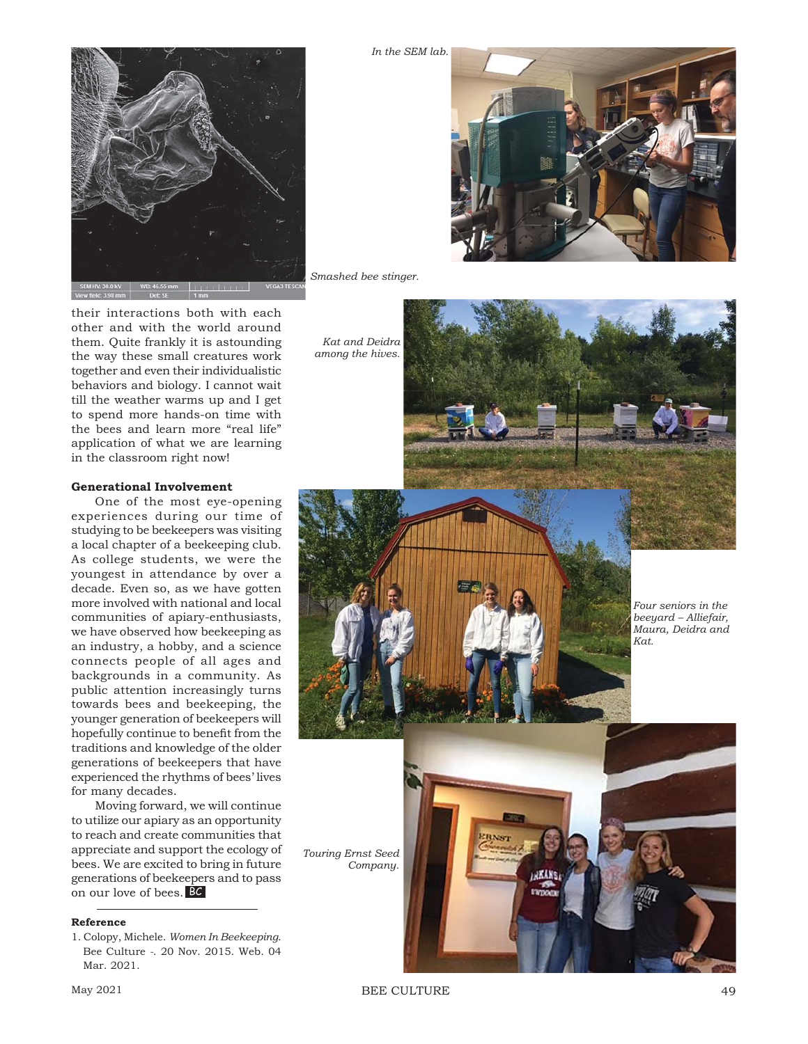In the SEM lab.

Smashed bee stinger.

their interactions both with each other and with the world around them. Quite frankly it is astounding the way these small creatures work together and even their individualistic behaviors and biology. I cannot wait till the weather warms up and I get to spend more hands-on time with the bees and learn more "real life" application of what we are learning in the classroom right now!

Kat and Deidra among the hives.

**Generational Involvement**

One of the most eye-opening experiences during our time of studying to be beekeepers was visiting a local chapter of a beekeeping club. As college students, we were the youngest in attendance by over a decade. Even so, as we have gotten more involved with national and local communities of apiary-enthusiasts, we have observed how beekeeping as an industry, a hobby, and a science connects people of all ages and backgrounds in a community. As public attention increasingly turns towards bees and beekeeping, the younger generation of beekeepers will hopefully continue to benefit from the traditions and knowledge of the older generations of beekeepers that have experienced the rhythms of bees' lives for many decades.

Moving forward, we will continue to utilize our apiary as an opportunity to reach and create communities that appreciate and support the ecology of bees. We are excited to bring in future generations of beekeepers and to pass on our love of bees. BC

Four seniors in the beeyard – Alliefair, Maura, Deidra and Kat.

Touring Ernst Seed Company.

**Reference**

1. Colopy, Michele. *Women In Beekeeping.* Bee Culture -. 20 Nov. 2015. Web. 04 Mar. 2021.